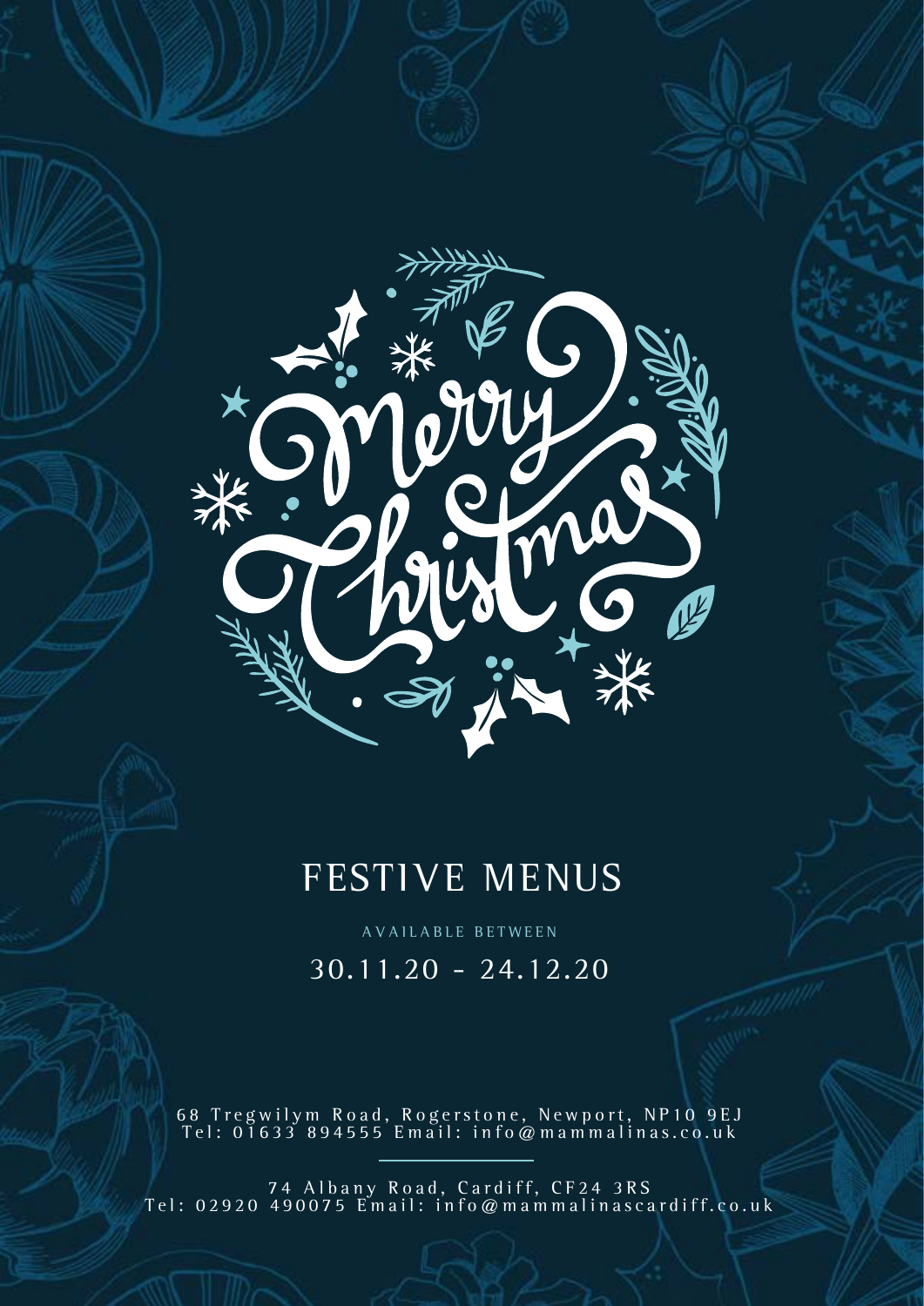# Merry Christmas

## FESTIVE MENUS

AVAILABLE BETWEEN

30.11.20 - 24.12.20

68 Tregwilym Road, Rogerstone, Newport, NP10 9EJ
Tel: 01633 894555 Email: info@mammalinas.co.uk

---

74 Albany Road, Cardiff, CF24 3RS
Tel: 02920 490075 Email: info@mammalinascardiff.co.uk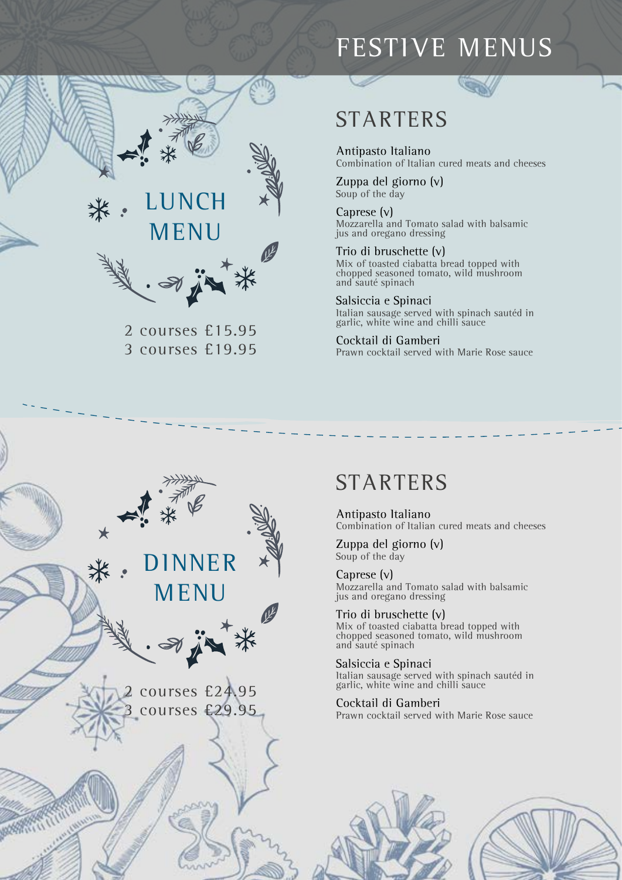# FESTIVE MENUS

## LUNCH MENU

2 courses £15.95
3 courses £19.95

### STARTERS

Antipasto Italiano
Combination of Italian cured meats and cheeses

Zuppa del giorno (v)
Soup of the day

Caprese (v)
Mozzarella and Tomato salad with balsamic jus and oregano dressing

Trio di bruschette (v)
Mix of toasted ciabatta bread topped with chopped seasoned tomato, wild mushroom and sauté spinach

Salsiccia e Spinaci
Italian sausage served with spinach sautéd in garlic, white wine and chilli sauce

Cocktail di Gamberi
Prawn cocktail served with Marie Rose sauce

## DINNER MENU

2 courses £24.95
3 courses £29.95

### STARTERS

Antipasto Italiano
Combination of Italian cured meats and cheeses

Zuppa del giorno (v)
Soup of the day

Caprese (v)
Mozzarella and Tomato salad with balsamic jus and oregano dressing

Trio di bruschette (v)
Mix of toasted ciabatta bread topped with chopped seasoned tomato, wild mushroom and sauté spinach

Salsiccia e Spinaci
Italian sausage served with spinach sautéd in garlic, white wine and chilli sauce

Cocktail di Gamberi
Prawn cocktail served with Marie Rose sauce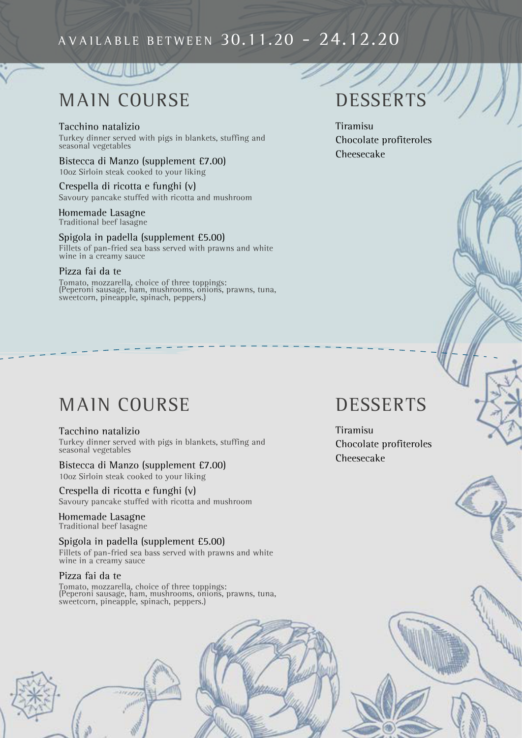AVAILABLE BETWEEN 30.11.20 - 24.12.20

## MAIN COURSE

Tacchino natalizio
Turkey dinner served with pigs in blankets, stuffing and seasonal vegetables

Bistecca di Manzo (supplement £7.00)
10oz Sirloin steak cooked to your liking

Crespella di ricotta e funghi (v)
Savoury pancake stuffed with ricotta and mushroom

Homemade Lasagne
Traditional beef lasagne

Spigola in padella (supplement £5.00)
Fillets of pan-fried sea bass served with prawns and white wine in a creamy sauce

Pizza fai da te
Tomato, mozzarella, choice of three toppings:
(Peperoni sausage, ham, mushrooms, onions, prawns, tuna, sweetcorn, pineapple, spinach, peppers.)

## DESSERTS

Tiramisu
Chocolate profiteroles
Cheesecake

## MAIN COURSE

Tacchino natalizio
Turkey dinner served with pigs in blankets, stuffing and seasonal vegetables

Bistecca di Manzo (supplement £7.00)
10oz Sirloin steak cooked to your liking

Crespella di ricotta e funghi (v)
Savoury pancake stuffed with ricotta and mushroom

Homemade Lasagne
Traditional beef lasagne

Spigola in padella (supplement £5.00)
Fillets of pan-fried sea bass served with prawns and white wine in a creamy sauce

Pizza fai da te
Tomato, mozzarella, choice of three toppings:
(Peperoni sausage, ham, mushrooms, onions, prawns, tuna, sweetcorn, pineapple, spinach, peppers.)

## DESSERTS

Tiramisu
Chocolate profiteroles
Cheesecake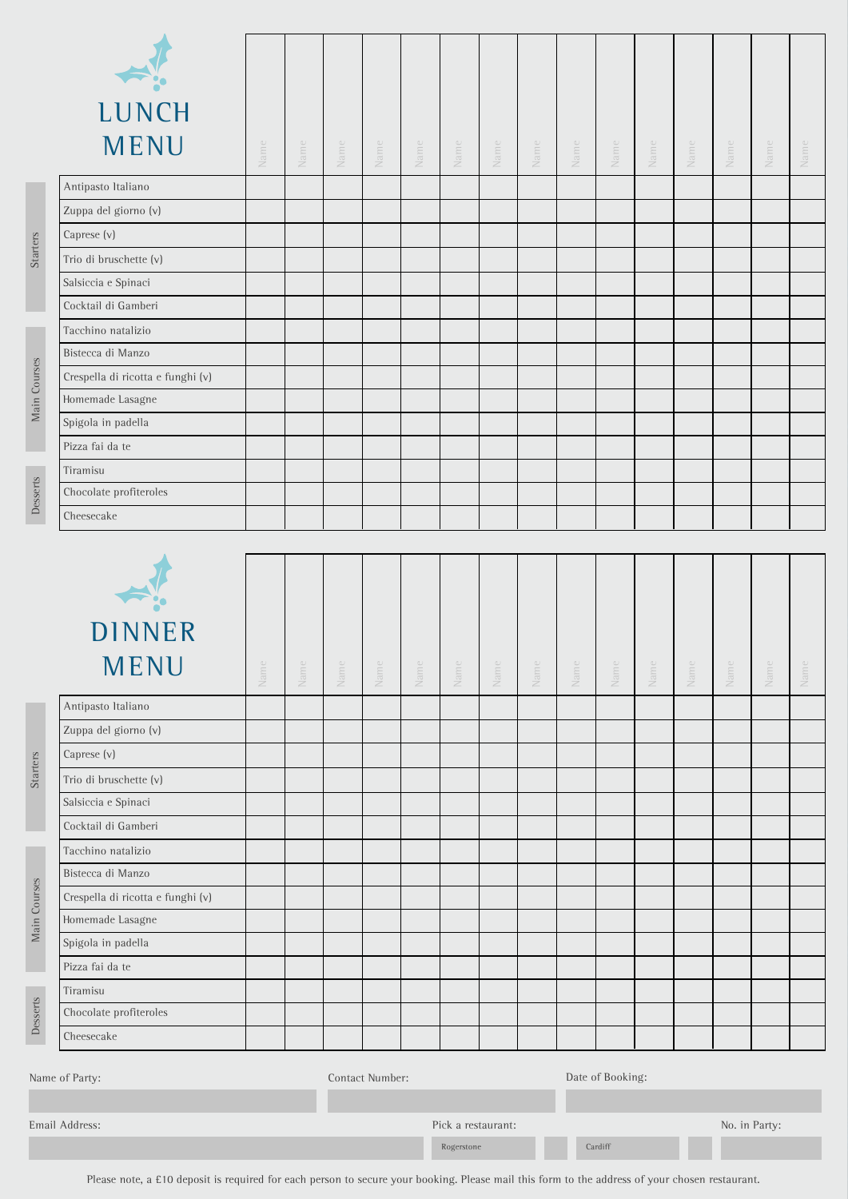# LUNCH MENU

| | | Name | Name | Name | Name | Name | Name | Name | Name | Name | Name | Name | Name | Name | Name | Name |
|---|---|---|---|---|---|---|---|---|---|---|---|---|---|---|---|---|
| Starters | Antipasto Italiano | | | | | | | | | | | | | | | |
| | Zuppa del giorno (v) | | | | | | | | | | | | | | | |
| | Caprese (v) | | | | | | | | | | | | | | | |
| | Trio di bruschette (v) | | | | | | | | | | | | | | | |
| | Salsiccia e Spinaci | | | | | | | | | | | | | | | |
| | Cocktail di Gamberi | | | | | | | | | | | | | | | |
| Main Courses | Tacchino natalizio | | | | | | | | | | | | | | | |
| | Bistecca di Manzo | | | | | | | | | | | | | | | |
| | Crespella di ricotta e funghi (v) | | | | | | | | | | | | | | | |
| | Homemade Lasagne | | | | | | | | | | | | | | | |
| | Spigola in padella | | | | | | | | | | | | | | | |
| | Pizza fai da te | | | | | | | | | | | | | | | |
| Desserts | Tiramisu | | | | | | | | | | | | | | | |
| | Chocolate profiteroles | | | | | | | | | | | | | | | |
| | Cheesecake | | | | | | | | | | | | | | | |

# DINNER MENU

| | | Name | Name | Name | Name | Name | Name | Name | Name | Name | Name | Name | Name | Name | Name | Name |
|---|---|---|---|---|---|---|---|---|---|---|---|---|---|---|---|---|
| Starters | Antipasto Italiano | | | | | | | | | | | | | | | |
| | Zuppa del giorno (v) | | | | | | | | | | | | | | | |
| | Caprese (v) | | | | | | | | | | | | | | | |
| | Trio di bruschette (v) | | | | | | | | | | | | | | | |
| | Salsiccia e Spinaci | | | | | | | | | | | | | | | |
| | Cocktail di Gamberi | | | | | | | | | | | | | | | |
| Main Courses | Tacchino natalizio | | | | | | | | | | | | | | | |
| | Bistecca di Manzo | | | | | | | | | | | | | | | |
| | Crespella di ricotta e funghi (v) | | | | | | | | | | | | | | | |
| | Homemade Lasagne | | | | | | | | | | | | | | | |
| | Spigola in padella | | | | | | | | | | | | | | | |
| | Pizza fai da te | | | | | | | | | | | | | | | |
| Desserts | Tiramisu | | | | | | | | | | | | | | | |
| | Chocolate profiteroles | | | | | | | | | | | | | | | |
| | Cheesecake | | | | | | | | | | | | | | | |

Name of Party:

Contact Number:

Date of Booking:

Email Address:

Pick a restaurant: Rogerstone ☐ Cardiff ☐

No. in Party:

Please note, a £10 deposit is required for each person to secure your booking. Please mail this form to the address of your chosen restaurant.